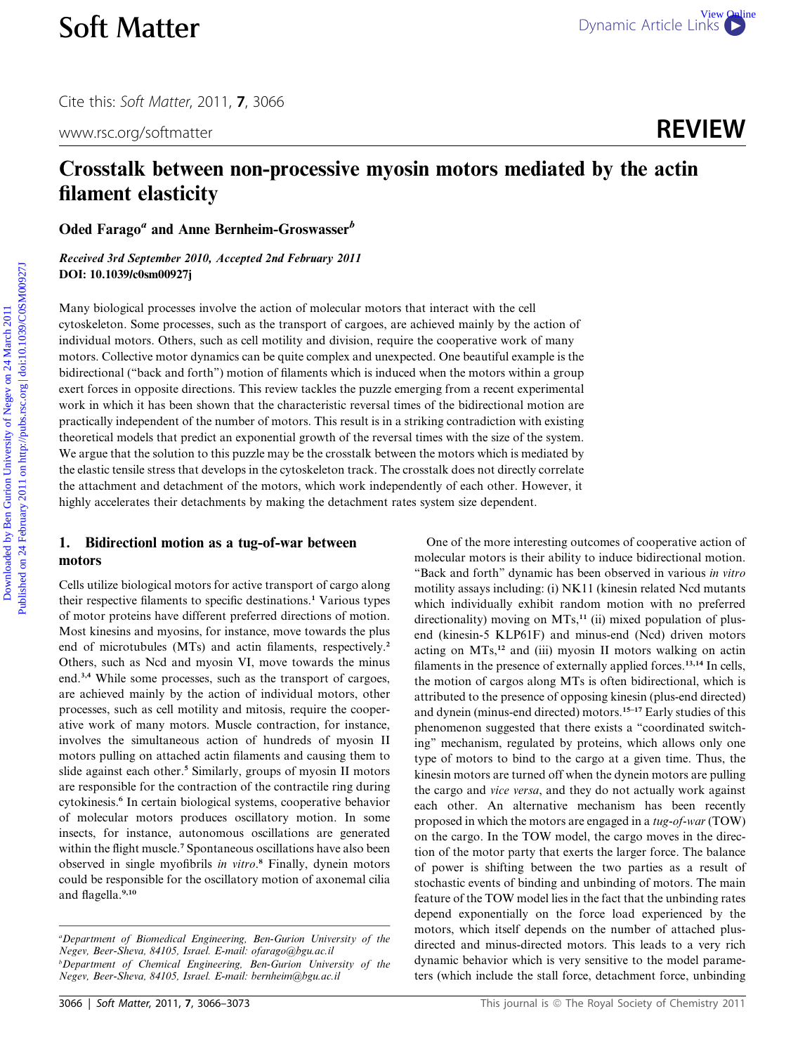# Crosstalk between non-processive myosin motors mediated by the actin filament elasticity

**Oded Farago[a] and Anne Bernheim-Groswasser[b]**

*Received 3rd September 2010, Accepted 2nd February 2011*
**DOI: 10.1039/c0sm00927j**

Many biological processes involve the action of molecular motors that interact with the cell cytoskeleton. Some processes, such as the transport of cargoes, are achieved mainly by the action of individual motors. Others, such as cell motility and division, require the cooperative work of many motors. Collective motor dynamics can be quite complex and unexpected. One beautiful example is the bidirectional ("back and forth") motion of filaments which is induced when the motors within a group exert forces in opposite directions. This review tackles the puzzle emerging from a recent experimental work in which it has been shown that the characteristic reversal times of the bidirectional motion are practically independent of the number of motors. This result is in a striking contradiction with existing theoretical models that predict an exponential growth of the reversal times with the size of the system. We argue that the solution to this puzzle may be the crosstalk between the motors which is mediated by the elastic tensile stress that develops in the cytoskeleton track. The crosstalk does not directly correlate the attachment and detachment of the motors, which work independently of each other. However, it highly accelerates their detachments by making the detachment rates system size dependent.

## 1. Bidirectionl motion as a tug-of-war between motors

Cells utilize biological motors for active transport of cargo along their respective filaments to specific destinations.[1] Various types of motor proteins have different preferred directions of motion. Most kinesins and myosins, for instance, move towards the plus end of microtubules (MTs) and actin filaments, respectively.[2] Others, such as Ncd and myosin VI, move towards the minus end.[3,4] While some processes, such as the transport of cargoes, are achieved mainly by the action of individual motors, other processes, such as cell motility and mitosis, require the cooperative work of many motors. Muscle contraction, for instance, involves the simultaneous action of hundreds of myosin II motors pulling on attached actin filaments and causing them to slide against each other.[5] Similarly, groups of myosin II motors are responsible for the contraction of the contractile ring during cytokinesis.[6] In certain biological systems, cooperative behavior of molecular motors produces oscillatory motion. In some insects, for instance, autonomous oscillations are generated within the flight muscle.[7] Spontaneous oscillations have also been observed in single myofibrils *in vitro*.[8] Finally, dynein motors could be responsible for the oscillatory motion of axonemal cilia and flagella.[9,10]

One of the more interesting outcomes of cooperative action of molecular motors is their ability to induce bidirectional motion. "Back and forth" dynamic has been observed in various *in vitro* motility assays including: (i) NK11 (kinesin related Ncd mutants which individually exhibit random motion with no preferred directionality) moving on MTs,[11] (ii) mixed population of plus-end (kinesin-5 KLP61F) and minus-end (Ncd) driven motors acting on MTs,[12] and (iii) myosin II motors walking on actin filaments in the presence of externally applied forces.[13,14] In cells, the motion of cargos along MTs is often bidirectional, which is attributed to the presence of opposing kinesin (plus-end directed) and dynein (minus-end directed) motors.[15–17] Early studies of this phenomenon suggested that there exists a "coordinated switching" mechanism, regulated by proteins, which allows only one type of motors to bind to the cargo at a given time. Thus, the kinesin motors are turned off when the dynein motors are pulling the cargo and *vice versa*, and they do not actually work against each other. An alternative mechanism has been recently proposed in which the motors are engaged in a *tug-of-war* (TOW) on the cargo. In the TOW model, the cargo moves in the direction of the motor party that exerts the larger force. The balance of power is shifting between the two parties as a result of stochastic events of binding and unbinding of motors. The main feature of the TOW model lies in the fact that the unbinding rates depend exponentially on the force load experienced by the motors, which itself depends on the number of attached plus-directed and minus-directed motors. This leads to a very rich dynamic behavior which is very sensitive to the model parameters (which include the stall force, detachment force, unbinding

[a] Department of Biomedical Engineering, Ben-Gurion University of the Negev, Beer-Sheva, 84105, Israel. E-mail: ofarago@bgu.ac.il
[b] Department of Chemical Engineering, Ben-Gurion University of the Negev, Beer-Sheva, 84105, Israel. E-mail: bernheim@bgu.ac.il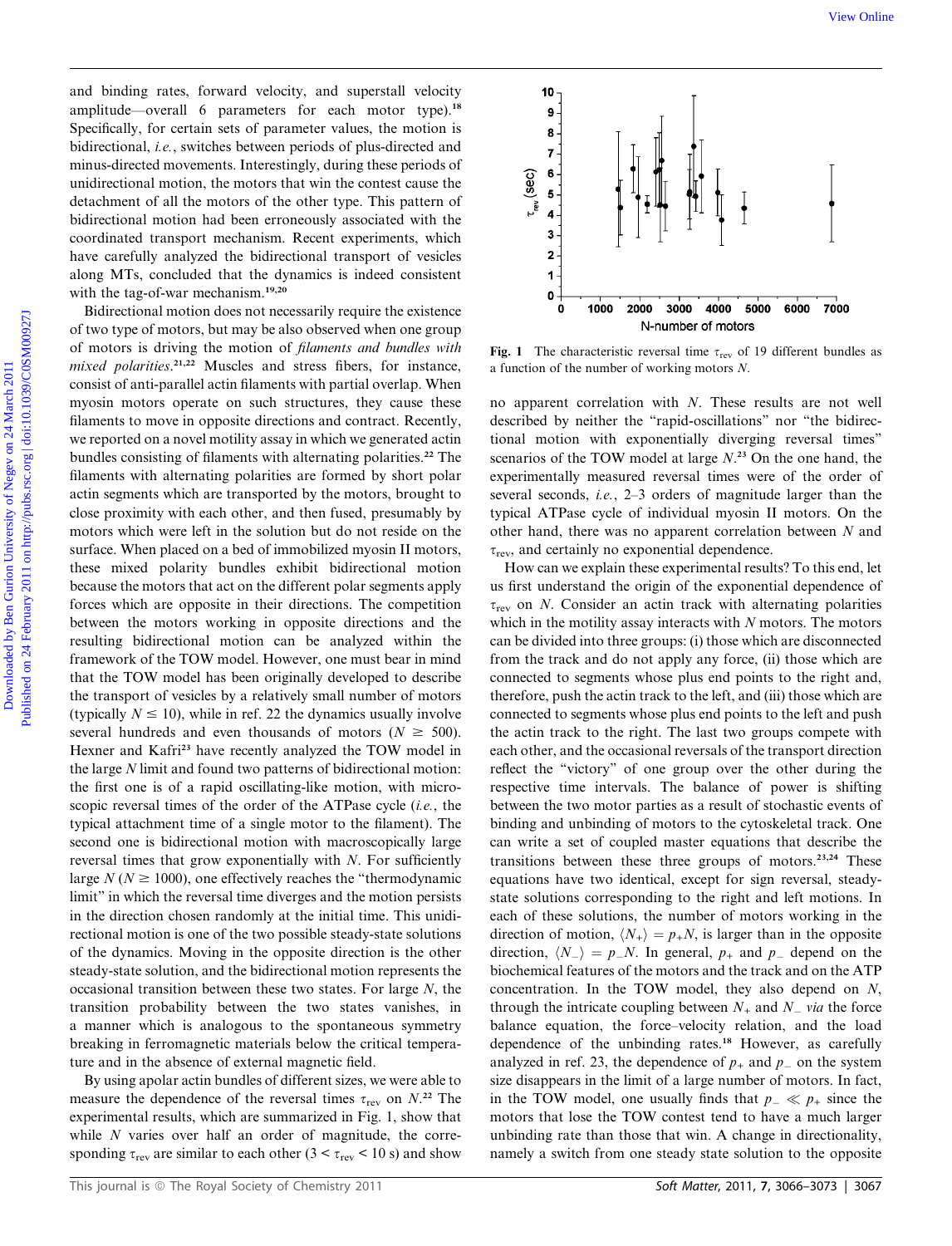and binding rates, forward velocity, and superstall velocity amplitude—overall 6 parameters for each motor type).[18] Specifically, for certain sets of parameter values, the motion is bidirectional, *i.e.*, switches between periods of plus-directed and minus-directed movements. Interestingly, during these periods of unidirectional motion, the motors that win the contest cause the detachment of all the motors of the other type. This pattern of bidirectional motion had been erroneously associated with the coordinated transport mechanism. Recent experiments, which have carefully analyzed the bidirectional transport of vesicles along MTs, concluded that the dynamics is indeed consistent with the tag-of-war mechanism.[19,20]

Bidirectional motion does not necessarily require the existence of two type of motors, but may be also observed when one group of motors is driving the motion of *filaments and bundles with mixed polarities*.[21,22] Muscles and stress fibers, for instance, consist of anti-parallel actin filaments with partial overlap. When myosin motors operate on such structures, they cause these filaments to move in opposite directions and contract. Recently, we reported on a novel motility assay in which we generated actin bundles consisting of filaments with alternating polarities.[22] The filaments with alternating polarities are formed by short polar actin segments which are transported by the motors, brought to close proximity with each other, and then fused, presumably by motors which were left in the solution but do not reside on the surface. When placed on a bed of immobilized myosin II motors, these mixed polarity bundles exhibit bidirectional motion because the motors that act on the different polar segments apply forces which are opposite in their directions. The competition between the motors working in opposite directions and the resulting bidirectional motion can be analyzed within the framework of the TOW model. However, one must bear in mind that the TOW model has been originally developed to describe the transport of vesicles by a relatively small number of motors (typically $N \leq 10$), while in ref. 22 the dynamics usually involve several hundreds and even thousands of motors ($N \geq 500$). Hexner and Kafri[23] have recently analyzed the TOW model in the large $N$ limit and found two patterns of bidirectional motion: the first one is of a rapid oscillating-like motion, with microscopic reversal times of the order of the ATPase cycle (*i.e.*, the typical attachment time of a single motor to the filament). The second one is bidirectional motion with macroscopically large reversal times that grow exponentially with $N$. For sufficiently large $N$ ($N \geq 1000$), one effectively reaches the "thermodynamic limit" in which the reversal time diverges and the motion persists in the direction chosen randomly at the initial time. This unidirectional motion is one of the two possible steady-state solutions of the dynamics. Moving in the opposite direction is the other steady-state solution, and the bidirectional motion represents the occasional transition between these two states. For large $N$, the transition probability between the two states vanishes, in a manner which is analogous to the spontaneous symmetry breaking in ferromagnetic materials below the critical temperature and in the absence of external magnetic field.

By using apolar actin bundles of different sizes, we were able to measure the dependence of the reversal times $\tau_{rev}$ on $N$.[22] The experimental results, which are summarized in Fig. 1, show that while $N$ varies over half an order of magnitude, the corresponding $\tau_{rev}$ are similar to each other ($3 < \tau_{rev} < 10$ s) and show no apparent correlation with $N$. These results are not well described by neither the "rapid-oscillations" nor "the bidirectional motion with exponentially diverging reversal times" scenarios of the TOW model at large $N$.[23] On the one hand, the experimentally measured reversal times were of the order of several seconds, *i.e.*, 2–3 orders of magnitude larger than the typical ATPase cycle of individual myosin II motors. On the other hand, there was no apparent correlation between $N$ and $\tau_{rev}$, and certainly no exponential dependence.

$\tau_{rev}$ (sec)
0 1 2 3 4 5 6 7 8 9 10
0 1000 2000 3000 4000 5000 6000 7000
N-number of motors

Fig. 1 The characteristic reversal time $\tau_{rev}$ of 19 different bundles as a function of the number of working motors $N$.

How can we explain these experimental results? To this end, let us first understand the origin of the exponential dependence of $\tau_{rev}$ on $N$. Consider an actin track with alternating polarities which in the motility assay interacts with $N$ motors. The motors can be divided into three groups: (i) those which are disconnected from the track and do not apply any force, (ii) those which are connected to segments whose plus end points to the right and, therefore, push the actin track to the left, and (iii) those which are connected to segments whose plus end points to the left and push the actin track to the right. The last two groups compete with each other, and the occasional reversals of the transport direction reflect the "victory" of one group over the other during the respective time intervals. The balance of power is shifting between the two motor parties as a result of stochastic events of binding and unbinding of motors to the cytoskeletal track. One can write a set of coupled master equations that describe the transitions between these three groups of motors.[23,24] These equations have two identical, except for sign reversal, steady-state solutions corresponding to the right and left motions. In each of these solutions, the number of motors working in the direction of motion, $\langle N_+\rangle = p_+N$, is larger than in the opposite direction, $\langle N_-\rangle = p_-N$. In general, $p_+$ and $p_-$ depend on the biochemical features of the motors and the track and on the ATP concentration. In the TOW model, they also depend on $N$, through the intricate coupling between $N_+$ and $N_-$ *via* the force balance equation, the force–velocity relation, and the load dependence of the unbinding rates.[18] However, as carefully analyzed in ref. 23, the dependence of $p_+$ and $p_-$ on the system size disappears in the limit of a large number of motors. In fact, in the TOW model, one usually finds that $p_- \ll p_+$ since the motors that lose the TOW contest tend to have a much larger unbinding rate than those that win. A change in directionality, namely a switch from one steady state solution to the opposite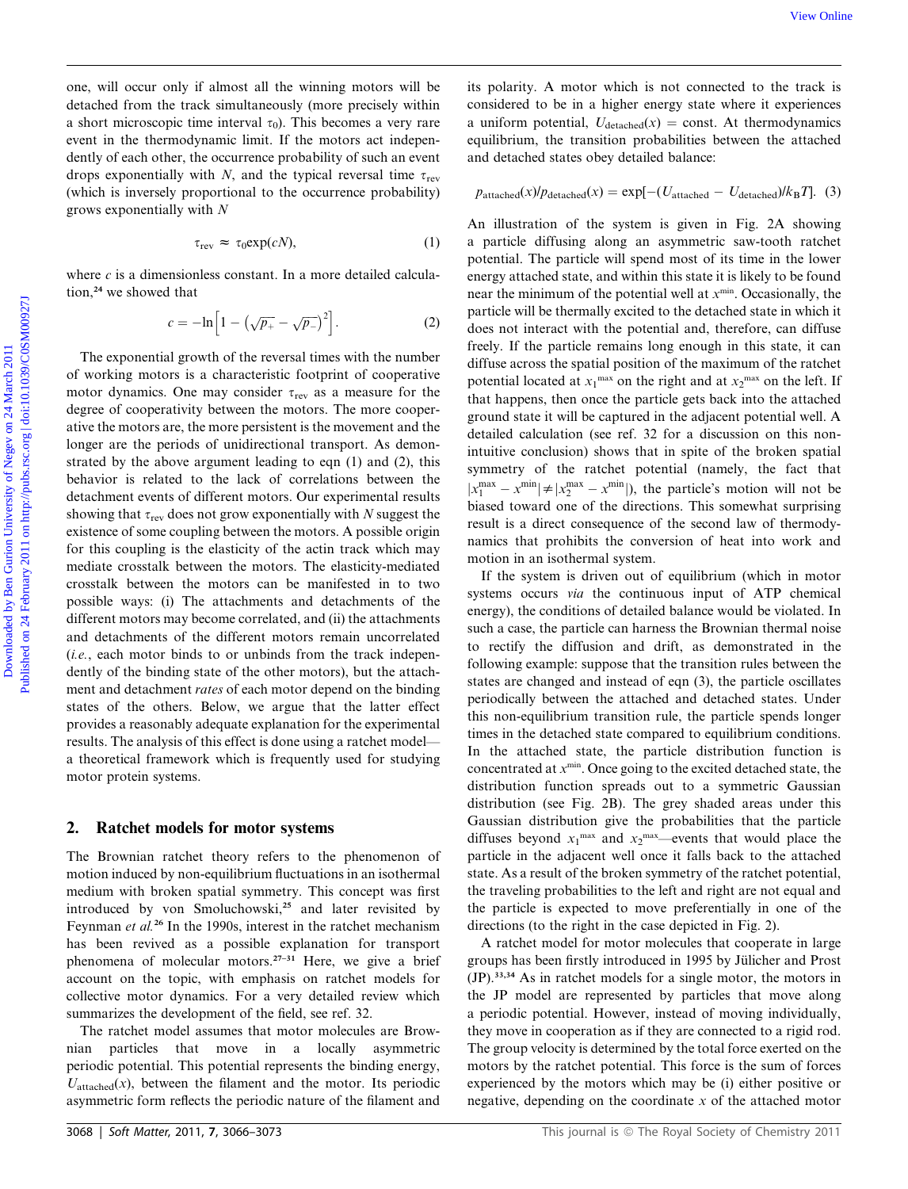one, will occur only if almost all the winning motors will be detached from the track simultaneously (more precisely within a short microscopic time interval $\tau_0$). This becomes a very rare event in the thermodynamic limit. If the motors act independently of each other, the occurrence probability of such an event drops exponentially with $N$, and the typical reversal time $\tau_{\text{rev}}$ (which is inversely proportional to the occurrence probability) grows exponentially with $N$

$$\tau_{\text{rev}} \approx \tau_0 \exp(cN), \tag{1}$$

where $c$ is a dimensionless constant. In a more detailed calculation,[24] we showed that

$$c = -\ln\left[1 - \left(\sqrt{p_+} - \sqrt{p_-}\right)^2\right]. \tag{2}$$

The exponential growth of the reversal times with the number of working motors is a characteristic footprint of cooperative motor dynamics. One may consider $\tau_{\text{rev}}$ as a measure for the degree of cooperativity between the motors. The more cooperative the motors are, the more persistent is the movement and the longer are the periods of unidirectional transport. As demonstrated by the above argument leading to eqn (1) and (2), this behavior is related to the lack of correlations between the detachment events of different motors. Our experimental results showing that $\tau_{\text{rev}}$ does not grow exponentially with $N$ suggest the existence of some coupling between the motors. A possible origin for this coupling is the elasticity of the actin track which may mediate crosstalk between the motors. The elasticity-mediated crosstalk between the motors can be manifested in to two possible ways: (i) The attachments and detachments of the different motors may become correlated, and (ii) the attachments and detachments of the different motors remain uncorrelated (*i.e.*, each motor binds to or unbinds from the track independently of the binding state of the other motors), but the attachment and detachment *rates* of each motor depend on the binding states of the others. Below, we argue that the latter effect provides a reasonably adequate explanation for the experimental results. The analysis of this effect is done using a ratchet model—a theoretical framework which is frequently used for studying motor protein systems.

## 2. Ratchet models for motor systems

The Brownian ratchet theory refers to the phenomenon of motion induced by non-equilibrium fluctuations in an isothermal medium with broken spatial symmetry. This concept was first introduced by von Smoluchowski,[25] and later revisited by Feynman *et al.*[26] In the 1990s, interest in the ratchet mechanism has been revived as a possible explanation for transport phenomena of molecular motors.[27–31] Here, we give a brief account on the topic, with emphasis on ratchet models for collective motor dynamics. For a very detailed review which summarizes the development of the field, see ref. 32.

The ratchet model assumes that motor molecules are Brownian particles that move in a locally asymmetric periodic potential. This potential represents the binding energy, $U_{\text{attached}}(x)$, between the filament and the motor. Its periodic asymmetric form reflects the periodic nature of the filament and its polarity. A motor which is not connected to the track is considered to be in a higher energy state where it experiences a uniform potential, $U_{\text{detached}}(x) = \text{const}$. At thermodynamics equilibrium, the transition probabilities between the attached and detached states obey detailed balance:

$$p_{\text{attached}}(x)/p_{\text{detached}}(x) = \exp[-(U_{\text{attached}} - U_{\text{detached}})/k_BT]. \tag{3}$$

An illustration of the system is given in Fig. 2A showing a particle diffusing along an asymmetric saw-tooth ratchet potential. The particle will spend most of its time in the lower energy attached state, and within this state it is likely to be found near the minimum of the potential well at $x^{\min}$. Occasionally, the particle will be thermally excited to the detached state in which it does not interact with the potential and, therefore, can diffuse freely. If the particle remains long enough in this state, it can diffuse across the spatial position of the maximum of the ratchet potential located at $x_1^{\max}$ on the right and at $x_2^{\max}$ on the left. If that happens, then once the particle gets back into the attached ground state it will be captured in the adjacent potential well. A detailed calculation (see ref. 32 for a discussion on this non-intuitive conclusion) shows that in spite of the broken spatial symmetry of the ratchet potential (namely, the fact that $|x_1^{\max} - x^{\min}| \neq |x_2^{\max} - x^{\min}|$), the particle's motion will not be biased toward one of the directions. This somewhat surprising result is a direct consequence of the second law of thermodynamics that prohibits the conversion of heat into work and motion in an isothermal system.

If the system is driven out of equilibrium (which in motor systems occurs *via* the continuous input of ATP chemical energy), the conditions of detailed balance would be violated. In such a case, the particle can harness the Brownian thermal noise to rectify the diffusion and drift, as demonstrated in the following example: suppose that the transition rules between the states are changed and instead of eqn (3), the particle oscillates periodically between the attached and detached states. Under this non-equilibrium transition rule, the particle spends longer times in the detached state compared to equilibrium conditions. In the attached state, the particle distribution function is concentrated at $x^{\min}$. Once going to the excited detached state, the distribution function spreads out to a symmetric Gaussian distribution (see Fig. 2B). The grey shaded areas under this Gaussian distribution give the probabilities that the particle diffuses beyond $x_1^{\max}$ and $x_2^{\max}$—events that would place the particle in the adjacent well once it falls back to the attached state. As a result of the broken symmetry of the ratchet potential, the traveling probabilities to the left and right are not equal and the particle is expected to move preferentially in one of the directions (to the right in the case depicted in Fig. 2).

A ratchet model for motor molecules that cooperate in large groups has been firstly introduced in 1995 by Jülicher and Prost (JP).[33,34] As in ratchet models for a single motor, the motors in the JP model are represented by particles that move along a periodic potential. However, instead of moving individually, they move in cooperation as if they are connected to a rigid rod. The group velocity is determined by the total force exerted on the motors by the ratchet potential. This force is the sum of forces experienced by the motors which may be (i) either positive or negative, depending on the coordinate $x$ of the attached motor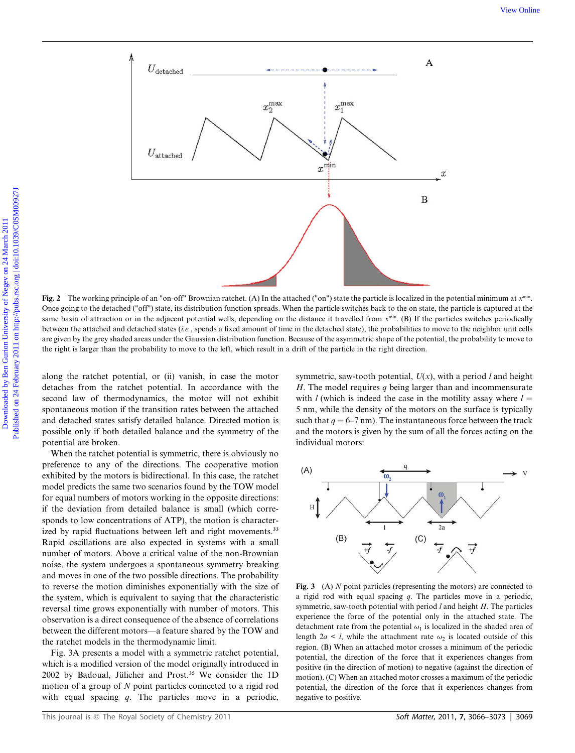**Fig. 2** The working principle of an "on-off" Brownian ratchet. (A) In the attached ("on") state the particle is localized in the potential minimum at $x^{min}$. Once going to the detached ("off") state, its distribution function spreads. When the particle switches back to the on state, the particle is captured at the same basin of attraction or in the adjacent potential wells, depending on the distance it travelled from $x^{min}$. (B) If the particles switches periodically between the attached and detached states (*i.e.*, spends a fixed amount of time in the detached state), the probabilities to move to the neighbor unit cells are given by the grey shaded areas under the Gaussian distribution function. Because of the asymmetric shape of the potential, the probability to move to the right is larger than the probability to move to the left, which result in a drift of the particle in the right direction.

along the ratchet potential, or (ii) vanish, in case the motor detaches from the ratchet potential. In accordance with the second law of thermodynamics, the motor will not exhibit spontaneous motion if the transition rates between the attached and detached states satisfy detailed balance. Directed motion is possible only if both detailed balance and the symmetry of the potential are broken.

When the ratchet potential is symmetric, there is obviously no preference to any of the directions. The cooperative motion exhibited by the motors is bidirectional. In this case, the ratchet model predicts the same two scenarios found by the TOW model for equal numbers of motors working in the opposite directions: if the deviation from detailed balance is small (which corresponds to low concentrations of ATP), the motion is characterized by rapid fluctuations between left and right movements.[33] Rapid oscillations are also expected in systems with a small number of motors. Above a critical value of the non-Brownian noise, the system undergoes a spontaneous symmetry breaking and moves in one of the two possible directions. The probability to reverse the motion diminishes exponentially with the size of the system, which is equivalent to saying that the characteristic reversal time grows exponentially with number of motors. This observation is a direct consequence of the absence of correlations between the different motors—a feature shared by the TOW and the ratchet models in the thermodynamic limit.

Fig. 3A presents a model with a symmetric ratchet potential, which is a modified version of the model originally introduced in 2002 by Badoual, Jülicher and Prost.[35] We consider the 1D motion of a group of $N$ point particles connected to a rigid rod with equal spacing $q$. The particles move in a periodic, symmetric, saw-tooth potential, $U(x)$, with a period $l$ and height $H$. The model requires $q$ being larger than and incommensurate with $l$ (which is indeed the case in the motility assay where $l$ = 5 nm, while the density of the motors on the surface is typically such that $q$ = 6–7 nm). The instantaneous force between the track and the motors is given by the sum of all the forces acting on the individual motors:

**Fig. 3** (A) $N$ point particles (representing the motors) are connected to a rigid rod with equal spacing $q$. The particles move in a periodic, symmetric, saw-tooth potential with period $l$ and height $H$. The particles experience the force of the potential only in the attached state. The detachment rate from the potential $\omega_1$ is localized in the shaded area of length $2a < l$, while the attachment rate $\omega_2$ is located outside of this region. (B) When an attached motor crosses a minimum of the periodic potential, the direction of the force that it experiences changes from positive (in the direction of motion) to negative (against the direction of motion). (C) When an attached motor crosses a maximum of the periodic potential, the direction of the force that it experiences changes from negative to positive.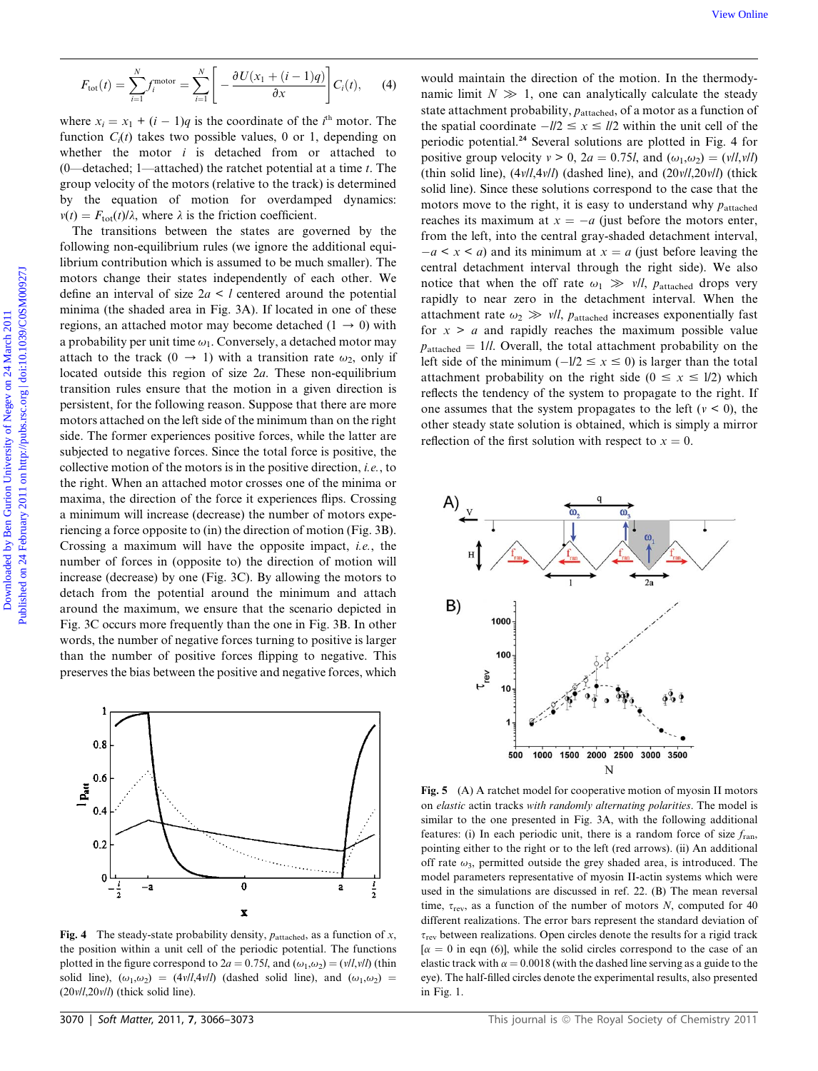$$F_{tot}(t) = \sum_{i=1}^{N} f_i^{motor} = \sum_{i=1}^{N}\left[-\frac{\partial U(x_1 + (i-1)q)}{\partial x}\right]C_i(t), \quad (4)$$

where $x_i = x_1 + (i-1)q$ is the coordinate of the $i^{th}$ motor. The function $C_i(t)$ takes two possible values, 0 or 1, depending on whether the motor $i$ is detached from or attached to (0—detached; 1—attached) the ratchet potential at a time $t$. The group velocity of the motors (relative to the track) is determined by the equation of motion for overdamped dynamics: $v(t) = F_{tot}(t)/\lambda$, where $\lambda$ is the friction coefficient.

The transitions between the states are governed by the following non-equilibrium rules (we ignore the additional equilibrium contribution which is assumed to be much smaller). The motors change their states independently of each other. We define an interval of size $2a < l$ centered around the potential minima (the shaded area in Fig. 3A). If located in one of these regions, an attached motor may become detached ($1 \rightarrow 0$) with a probability per unit time $\omega_1$. Conversely, a detached motor may attach to the track ($0 \rightarrow 1$) with a transition rate $\omega_2$, only if located outside this region of size $2a$. These non-equilibrium transition rules ensure that the motion in a given direction is persistent, for the following reason. Suppose that there are more motors attached on the left side of the minimum than on the right side. The former experiences positive forces, while the latter are subjected to negative forces. Since the total force is positive, the collective motion of the motors is in the positive direction, *i.e.*, to the right. When an attached motor crosses one of the minima or maxima, the direction of the force it experiences flips. Crossing a minimum will increase (decrease) the number of motors experiencing a force opposite to (in) the direction of motion (Fig. 3B). Crossing a maximum will have the opposite impact, *i.e.*, the number of forces in (opposite to) the direction of motion will increase (decrease) by one (Fig. 3C). By allowing the motors to detach from the potential around the minimum and attach around the maximum, we ensure that the scenario depicted in Fig. 3C occurs more frequently than the one in Fig. 3B. In other words, the number of negative forces turning to positive is larger than the number of positive forces flipping to negative. This preserves the bias between the positive and negative forces, which would maintain the direction of the motion. In the thermodynamic limit $N \gg 1$, one can analytically calculate the steady state attachment probability, $p_{attached}$, of a motor as a function of the spatial coordinate $-l/2 \leq x \leq l/2$ within the unit cell of the periodic potential.[24] Several solutions are plotted in Fig. 4 for positive group velocity $v > 0$, $2a = 0.75l$, and $(\omega_1,\omega_2) = (v/l,v/l)$ (thin solid line), $(4v/l,4v/l)$ (dashed line), and $(20v/l,20v/l)$ (thick solid line). Since these solutions correspond to the case that the motors move to the right, it is easy to understand why $p_{attached}$ reaches its maximum at $x = -a$ (just before the motors enter, from the left, into the central gray-shaded detachment interval, $-a < x < a$) and its minimum at $x = a$ (just before leaving the central detachment interval through the right side). We also notice that when the off rate $\omega_1 \gg v/l$, $p_{attached}$ drops very rapidly to near zero in the detachment interval. When the attachment rate $\omega_2 \gg v/l$, $p_{attached}$ increases exponentially fast for $x > a$ and rapidly reaches the maximum possible value $p_{attached} = 1/l$. Overall, the total attachment probability on the left side of the minimum ($-l/2 \leq x \leq 0$) is larger than the total attachment probability on the right side ($0 \leq x \leq l/2$) which reflects the tendency of the system to propagate to the right. If one assumes that the system propagates to the left ($v < 0$), the other steady state solution is obtained, which is simply a mirror reflection of the first solution with respect to $x = 0$.

**Fig. 4** The steady-state probability density, $p_{attached}$, as a function of $x$, the position within a unit cell of the periodic potential. The functions plotted in the figure correspond to $2a = 0.75l$, and $(\omega_1,\omega_2) = (v/l,v/l)$ (thin solid line), $(\omega_1,\omega_2) = (4v/l,4v/l)$ (dashed solid line), and $(\omega_1,\omega_2) = (20v/l,20v/l)$ (thick solid line).

**Fig. 5** (A) A ratchet model for cooperative motion of myosin II motors on *elastic* actin tracks *with randomly alternating polarities*. The model is similar to the one presented in Fig. 3A, with the following additional features: (i) In each periodic unit, there is a random force of size $f_{ran}$, pointing either to the right or to the left (red arrows). (ii) An additional off rate $\omega_3$, permitted outside the grey shaded area, is introduced. The model parameters representative of myosin II-actin systems which were used in the simulations are discussed in ref. 22. (B) The mean reversal time, $\tau_{rev}$, as a function of the number of motors $N$, computed for 40 different realizations. The error bars represent the standard deviation of $\tau_{rev}$ between realizations. Open circles denote the results for a rigid track [$\alpha = 0$ in eqn (6)], while the solid circles correspond to the case of an elastic track with $\alpha = 0.0018$ (with the dashed line serving as a guide to the eye). The half-filled circles denote the experimental results, also presented in Fig. 1.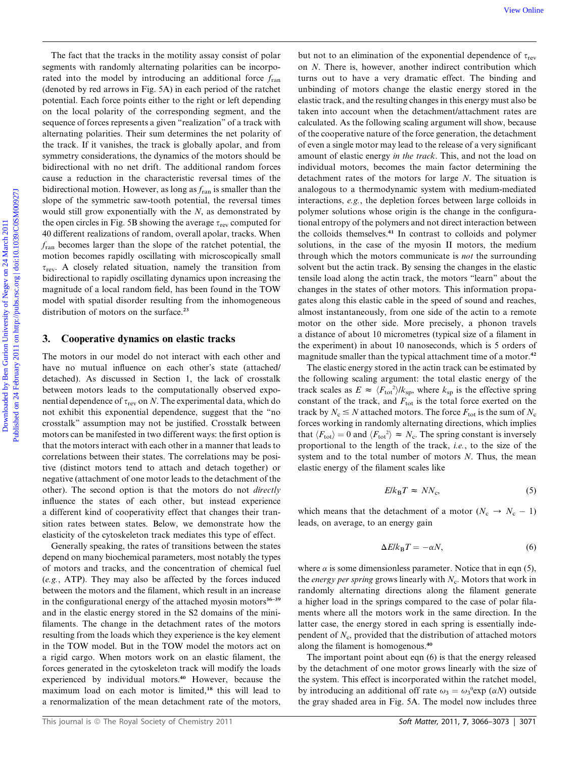The fact that the tracks in the motility assay consist of polar segments with randomly alternating polarities can be incorporated into the model by introducing an additional force $f_{ran}$ (denoted by red arrows in Fig. 5A) in each period of the ratchet potential. Each force points either to the right or left depending on the local polarity of the corresponding segment, and the sequence of forces represents a given "realization" of a track with alternating polarities. Their sum determines the net polarity of the track. If it vanishes, the track is globally apolar, and from symmetry considerations, the dynamics of the motors should be bidirectional with no net drift. The additional random forces cause a reduction in the characteristic reversal times of the bidirectional motion. However, as long as $f_{ran}$ is smaller than the slope of the symmetric saw-tooth potential, the reversal times would still grow exponentially with the $N$, as demonstrated by the open circles in Fig. 5B showing the average $\tau_{rev}$ computed for 40 different realizations of random, overall apolar, tracks. When $f_{ran}$ becomes larger than the slope of the ratchet potential, the motion becomes rapidly oscillating with microscopically small $\tau_{rev}$. A closely related situation, namely the transition from bidirectional to rapidly oscillating dynamics upon increasing the magnitude of a local random field, has been found in the TOW model with spatial disorder resulting from the inhomogeneous distribution of motors on the surface.[23]

## 3. Cooperative dynamics on elastic tracks

The motors in our model do not interact with each other and have no mutual influence on each other's state (attached/detached). As discussed in Section 1, the lack of crosstalk between motors leads to the computationally observed exponential dependence of $\tau_{rev}$ on $N$. The experimental data, which do not exhibit this exponential dependence, suggest that the "no crosstalk" assumption may not be justified. Crosstalk between motors can be manifested in two different ways: the first option is that the motors interact with each other in a manner that leads to correlations between their states. The correlations may be positive (distinct motors tend to attach and detach together) or negative (attachment of one motor leads to the detachment of the other). The second option is that the motors do not *directly* influence the states of each other, but instead experience a different kind of cooperativity effect that changes their transition rates between states. Below, we demonstrate how the elasticity of the cytoskeleton track mediates this type of effect.

Generally speaking, the rates of transitions between the states depend on many biochemical parameters, most notably the types of motors and tracks, and the concentration of chemical fuel (*e.g.*, ATP). They may also be affected by the forces induced between the motors and the filament, which result in an increase in the configurational energy of the attached myosin motors[36–39] and in the elastic energy stored in the S2 domains of the mini-filaments. The change in the detachment rates of the motors resulting from the loads which they experience is the key element in the TOW model. But in the TOW model the motors act on a rigid cargo. When motors work on an elastic filament, the forces generated in the cytoskeleton track will modify the loads experienced by individual motors.[40] However, because the maximum load on each motor is limited,[18] this will lead to a renormalization of the mean detachment rate of the motors, but not to an elimination of the exponential dependence of $\tau_{rev}$ on $N$. There is, however, another indirect contribution which turns out to have a very dramatic effect. The binding and unbinding of motors change the elastic energy stored in the elastic track, and the resulting changes in this energy must also be taken into account when the detachment/attachment rates are calculated. As the following scaling argument will show, because of the cooperative nature of the force generation, the detachment of even a single motor may lead to the release of a very significant amount of elastic energy *in the track*. This, and not the load on individual motors, becomes the main factor determining the detachment rates of the motors for large $N$. The situation is analogous to a thermodynamic system with medium-mediated interactions, *e.g.*, the depletion forces between large colloids in polymer solutions whose origin is the change in the configurational entropy of the polymers and not direct interaction between the colloids themselves.[41] In contrast to colloids and polymer solutions, in the case of the myosin II motors, the medium through which the motors communicate is *not* the surrounding solvent but the actin track. By sensing the changes in the elastic tensile load along the actin track, the motors "learn" about the changes in the states of other motors. This information propagates along this elastic cable in the speed of sound and reaches, almost instantaneously, from one side of the actin to a remote motor on the other side. More precisely, a phonon travels a distance of about 10 micrometres (typical size of a filament in the experiment) in about 10 nanoseconds, which is 5 orders of magnitude smaller than the typical attachment time of a motor.[42]

The elastic energy stored in the actin track can be estimated by the following scaling argument: the total elastic energy of the track scales as $E \approx \langle F_{tot}^2 \rangle / k_{sp}$, where $k_{sp}$ is the effective spring constant of the track, and $F_{tot}$ is the total force exerted on the track by $N_c \leq N$ attached motors. The force $F_{tot}$ is the sum of $N_c$ forces working in randomly alternating directions, which implies that $\langle F_{tot} \rangle = 0$ and $\langle F_{tot}^2 \rangle \approx N_c$. The spring constant is inversely proportional to the length of the track, *i.e.*, to the size of the system and to the total number of motors $N$. Thus, the mean elastic energy of the filament scales like

$$E/k_BT \approx NN_c, \tag{5}$$

which means that the detachment of a motor ($N_c \rightarrow N_c - 1$) leads, on average, to an energy gain

$$\Delta E/k_BT = -\alpha N, \tag{6}$$

where $\alpha$ is some dimensionless parameter. Notice that in eqn (5), the *energy per spring* grows linearly with $N_c$. Motors that work in randomly alternating directions along the filament generate a higher load in the springs compared to the case of polar filaments where all the motors work in the same direction. In the latter case, the energy stored in each spring is essentially independent of $N_c$, provided that the distribution of attached motors along the filament is homogenous.[40]

The important point about eqn (6) is that the energy released by the detachment of one motor grows linearly with the size of the system. This effect is incorporated within the ratchet model, by introducing an additional off rate $\omega_3 = \omega_3^0 \exp(\alpha N)$ outside the gray shaded area in Fig. 5A. The model now includes three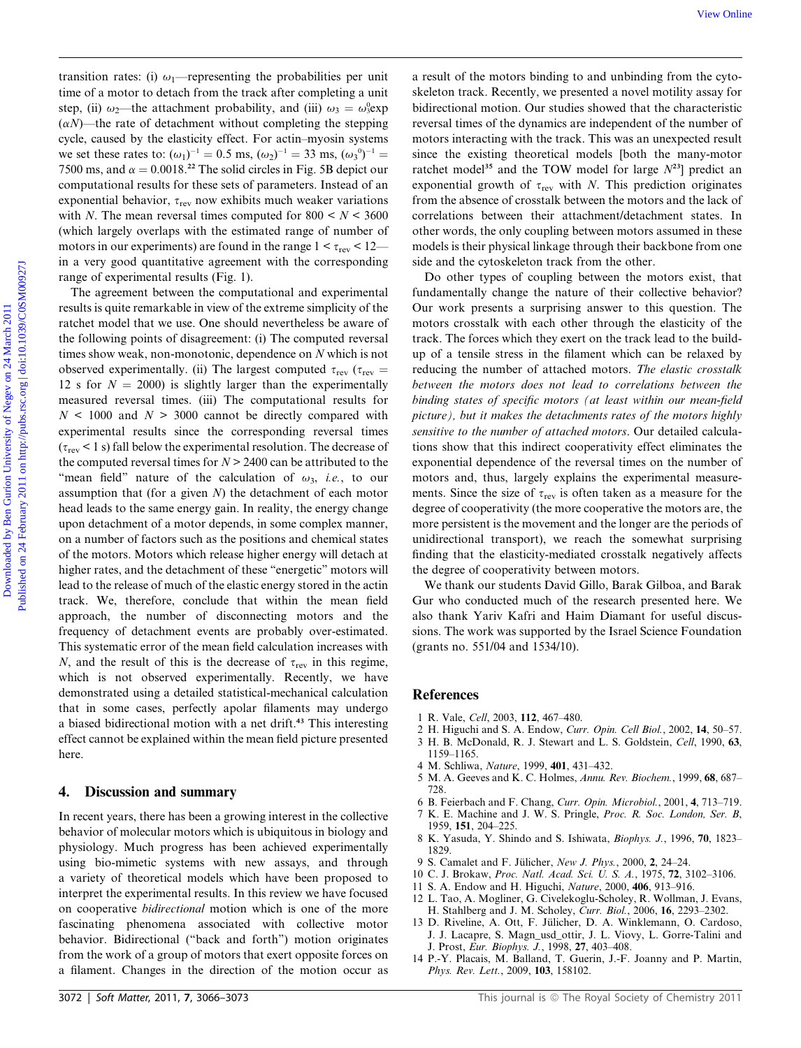transition rates: (i) $\omega_1$—representing the probabilities per unit time of a motor to detach from the track after completing a unit step, (ii) $\omega_2$—the attachment probability, and (iii) $\omega_3 = \omega_3^0\exp(\alpha N)$—the rate of detachment without completing the stepping cycle, caused by the elasticity effect. For actin–myosin systems we set these rates to: $(\omega_1)^{-1} = 0.5$ ms, $(\omega_2)^{-1} = 33$ ms, $(\omega_3^0)^{-1} = 7500$ ms, and $\alpha = 0.0018$.[22] The solid circles in Fig. 5B depict our computational results for these sets of parameters. Instead of an exponential behavior, $\tau_{rev}$ now exhibits much weaker variations with $N$. The mean reversal times computed for $800 < N < 3600$ (which largely overlaps with the estimated range of number of motors in our experiments) are found in the range $1 < \tau_{rev} < 12$—in a very good quantitative agreement with the corresponding range of experimental results (Fig. 1).

The agreement between the computational and experimental results is quite remarkable in view of the extreme simplicity of the ratchet model that we use. One should nevertheless be aware of the following points of disagreement: (i) The computed reversal times show weak, non-monotonic, dependence on $N$ which is not observed experimentally. (ii) The largest computed $\tau_{rev}$ ($\tau_{rev} = 12$ s for $N = 2000$) is slightly larger than the experimentally measured reversal times. (iii) The computational results for $N < 1000$ and $N > 3000$ cannot be directly compared with experimental results since the corresponding reversal times ($\tau_{rev} < 1$ s) fall below the experimental resolution. The decrease of the computed reversal times for $N > 2400$ can be attributed to the "mean field" nature of the calculation of $\omega_3$, *i.e.*, to our assumption that (for a given $N$) the detachment of each motor head leads to the same energy gain. In reality, the energy change upon detachment of a motor depends, in some complex manner, on a number of factors such as the positions and chemical states of the motors. Motors which release higher energy will detach at higher rates, and the detachment of these "energetic" motors will lead to the release of much of the elastic energy stored in the actin track. We, therefore, conclude that within the mean field approach, the number of disconnecting motors and the frequency of detachment events are probably over-estimated. This systematic error of the mean field calculation increases with $N$, and the result of this is the decrease of $\tau_{rev}$ in this regime, which is not observed experimentally. Recently, we have demonstrated using a detailed statistical-mechanical calculation that in some cases, perfectly apolar filaments may undergo a biased bidirectional motion with a net drift.[43] This interesting effect cannot be explained within the mean field picture presented here.

## 4. Discussion and summary

In recent years, there has been a growing interest in the collective behavior of molecular motors which is ubiquitous in biology and physiology. Much progress has been achieved experimentally using bio-mimetic systems with new assays, and through a variety of theoretical models which have been proposed to interpret the experimental results. In this review we have focused on cooperative *bidirectional* motion which is one of the more fascinating phenomena associated with collective motor behavior. Bidirectional ("back and forth") motion originates from the work of a group of motors that exert opposite forces on a filament. Changes in the direction of the motion occur as a result of the motors binding to and unbinding from the cytoskeleton track. Recently, we presented a novel motility assay for bidirectional motion. Our studies showed that the characteristic reversal times of the dynamics are independent of the number of motors interacting with the track. This was an unexpected result since the existing theoretical models [both the many-motor ratchet model[35] and the TOW model for large $N$[23]] predict an exponential growth of $\tau_{rev}$ with $N$. This prediction originates from the absence of crosstalk between the motors and the lack of correlations between their attachment/detachment states. In other words, the only coupling between motors assumed in these models is their physical linkage through their backbone from one side and the cytoskeleton track from the other.

Do other types of coupling between the motors exist, that fundamentally change the nature of their collective behavior? Our work presents a surprising answer to this question. The motors crosstalk with each other through the elasticity of the track. The forces which they exert on the track lead to the build-up of a tensile stress in the filament which can be relaxed by reducing the number of attached motors. *The elastic crosstalk between the motors does not lead to correlations between the binding states of specific motors (at least within our mean-field picture), but it makes the detachments rates of the motors highly sensitive to the number of attached motors*. Our detailed calculations show that this indirect cooperativity effect eliminates the exponential dependence of the reversal times on the number of motors and, thus, largely explains the experimental measurements. Since the size of $\tau_{rev}$ is often taken as a measure for the degree of cooperativity (the more cooperative the motors are, the more persistent is the movement and the longer are the periods of unidirectional transport), we reach the somewhat surprising finding that the elasticity-mediated crosstalk negatively affects the degree of cooperativity between motors.

We thank our students David Gillo, Barak Gilboa, and Barak Gur who conducted much of the research presented here. We also thank Yariv Kafri and Haim Diamant for useful discussions. The work was supported by the Israel Science Foundation (grants no. 551/04 and 1534/10).

## References

1 R. Vale, *Cell*, 2003, **112**, 467–480.
2 H. Higuchi and S. A. Endow, *Curr. Opin. Cell Biol.*, 2002, **14**, 50–57.
3 H. B. McDonald, R. J. Stewart and L. S. Goldstein, *Cell*, 1990, **63**, 1159–1165.
4 M. Schliwa, *Nature*, 1999, **401**, 431–432.
5 M. A. Geeves and K. C. Holmes, *Annu. Rev. Biochem.*, 1999, **68**, 687–728.
6 B. Feierbach and F. Chang, *Curr. Opin. Microbiol.*, 2001, **4**, 713–719.
7 K. E. Machine and J. W. S. Pringle, *Proc. R. Soc. London, Ser. B*, 1959, **151**, 204–225.
8 K. Yasuda, Y. Shindo and S. Ishiwata, *Biophys. J.*, 1996, **70**, 1823–1829.
9 S. Camalet and F. Jülicher, *New J. Phys.*, 2000, **2**, 24–24.
10 C. J. Brokaw, *Proc. Natl. Acad. Sci. U. S. A.*, 1975, **72**, 3102–3106.
11 S. A. Endow and H. Higuchi, *Nature*, 2000, **406**, 913–916.
12 L. Tao, A. Mogliner, G. Civelekoglu-Scholey, R. Wollman, J. Evans, H. Stahlberg and J. M. Scholey, *Curr. Biol.*, 2006, **16**, 2293–2302.
13 D. Riveline, A. Ott, F. Jülicher, D. A. Winklemann, O. Cardoso, J. J. Lacapre, S. Magn_usd_ottir, J. L. Viovy, L. Gorre-Talini and J. Prost, *Eur. Biophys. J.*, 1998, **27**, 403–408.
14 P.-Y. Placais, M. Balland, T. Guerin, J.-F. Joanny and P. Martin, *Phys. Rev. Lett.*, 2009, **103**, 158102.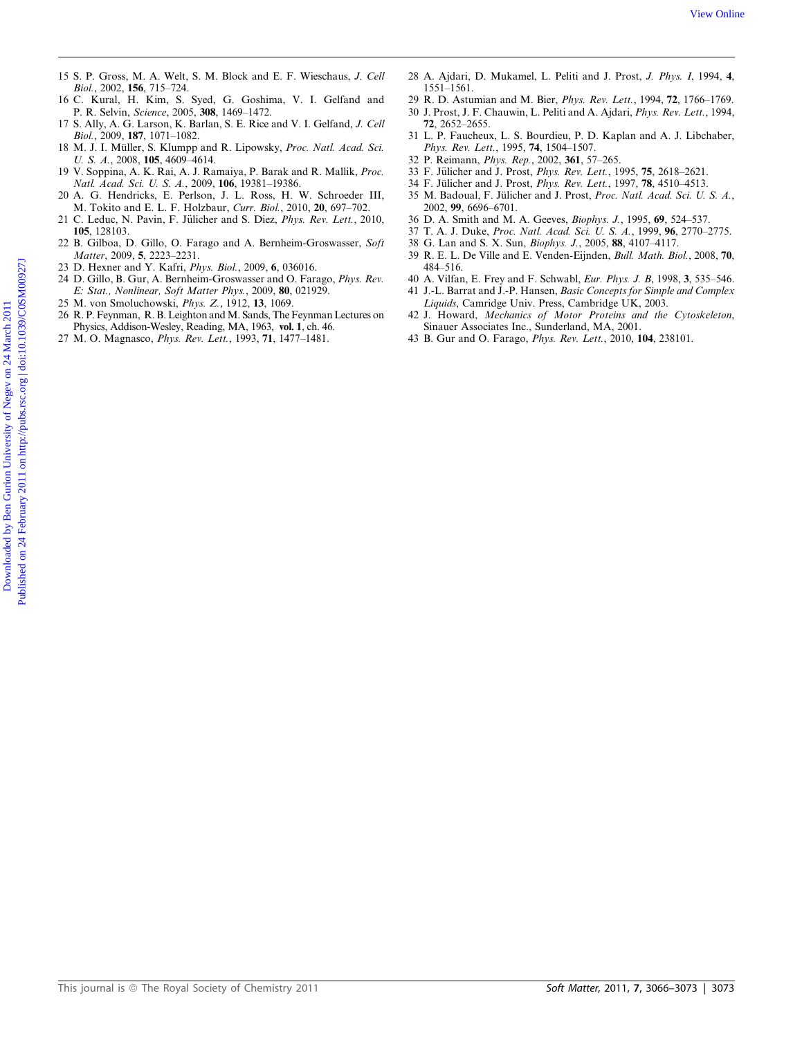15 S. P. Gross, M. A. Welt, S. M. Block and E. F. Wieschaus, *J. Cell Biol.*, 2002, **156**, 715–724.

16 C. Kural, H. Kim, S. Syed, G. Goshima, V. I. Gelfand and P. R. Selvin, *Science*, 2005, **308**, 1469–1472.

17 S. Ally, A. G. Larson, K. Barlan, S. E. Rice and V. I. Gelfand, *J. Cell Biol.*, 2009, **187**, 1071–1082.

18 M. J. I. Müller, S. Klumpp and R. Lipowsky, *Proc. Natl. Acad. Sci. U. S. A.*, 2008, **105**, 4609–4614.

19 V. Soppina, A. K. Rai, A. J. Ramaiya, P. Barak and R. Mallik, *Proc. Natl. Acad. Sci. U. S. A.*, 2009, **106**, 19381–19386.

20 A. G. Hendricks, E. Perlson, J. L. Ross, H. W. Schroeder III, M. Tokito and E. L. F. Holzbaur, *Curr. Biol.*, 2010, **20**, 697–702.

21 C. Leduc, N. Pavin, F. Jülicher and S. Diez, *Phys. Rev. Lett.*, 2010, **105**, 128103.

22 B. Gilboa, D. Gillo, O. Farago and A. Bernheim-Groswasser, *Soft Matter*, 2009, **5**, 2223–2231.

23 D. Hexner and Y. Kafri, *Phys. Biol.*, 2009, **6**, 036016.

24 D. Gillo, B. Gur, A. Bernheim-Groswasser and O. Farago, *Phys. Rev. E: Stat., Nonlinear, Soft Matter Phys.*, 2009, **80**, 021929.

25 M. von Smoluchowski, *Phys. Z.*, 1912, **13**, 1069.

26 R. P. Feynman, R. B. Leighton and M. Sands, The Feynman Lectures on Physics, Addison-Wesley, Reading, MA, 1963, **vol. 1**, ch. 46.

27 M. O. Magnasco, *Phys. Rev. Lett.*, 1993, **71**, 1477–1481.

28 A. Ajdari, D. Mukamel, L. Peliti and J. Prost, *J. Phys. I*, 1994, **4**, 1551–1561.

29 R. D. Astumian and M. Bier, *Phys. Rev. Lett.*, 1994, **72**, 1766–1769.

30 J. Prost, J. F. Chauwin, L. Peliti and A. Ajdari, *Phys. Rev. Lett.*, 1994, **72**, 2652–2655.

31 L. P. Faucheux, L. S. Bourdieu, P. D. Kaplan and A. J. Libchaber, *Phys. Rev. Lett.*, 1995, **74**, 1504–1507.

32 P. Reimann, *Phys. Rep.*, 2002, **361**, 57–265.

33 F. Jülicher and J. Prost, *Phys. Rev. Lett.*, 1995, **75**, 2618–2621.

34 F. Jülicher and J. Prost, *Phys. Rev. Lett.*, 1997, **78**, 4510–4513.

35 M. Badoual, F. Jülicher and J. Prost, *Proc. Natl. Acad. Sci. U. S. A.*, 2002, **99**, 6696–6701.

36 D. A. Smith and M. A. Geeves, *Biophys. J.*, 1995, **69**, 524–537.

37 T. A. J. Duke, *Proc. Natl. Acad. Sci. U. S. A.*, 1999, **96**, 2770–2775.

38 G. Lan and S. X. Sun, *Biophys. J.*, 2005, **88**, 4107–4117.

39 R. E. L. De Ville and E. Venden-Eijnden, *Bull. Math. Biol.*, 2008, **70**, 484–516.

40 A. Vilfan, E. Frey and F. Schwabl, *Eur. Phys. J. B*, 1998, **3**, 535–546.

41 J.-L. Barrat and J.-P. Hansen, *Basic Concepts for Simple and Complex Liquids*, Camridge Univ. Press, Cambridge UK, 2003.

42 J. Howard, *Mechanics of Motor Proteins and the Cytoskeleton*, Sinauer Associates Inc., Sunderland, MA, 2001.

43 B. Gur and O. Farago, *Phys. Rev. Lett.*, 2010, **104**, 238101.